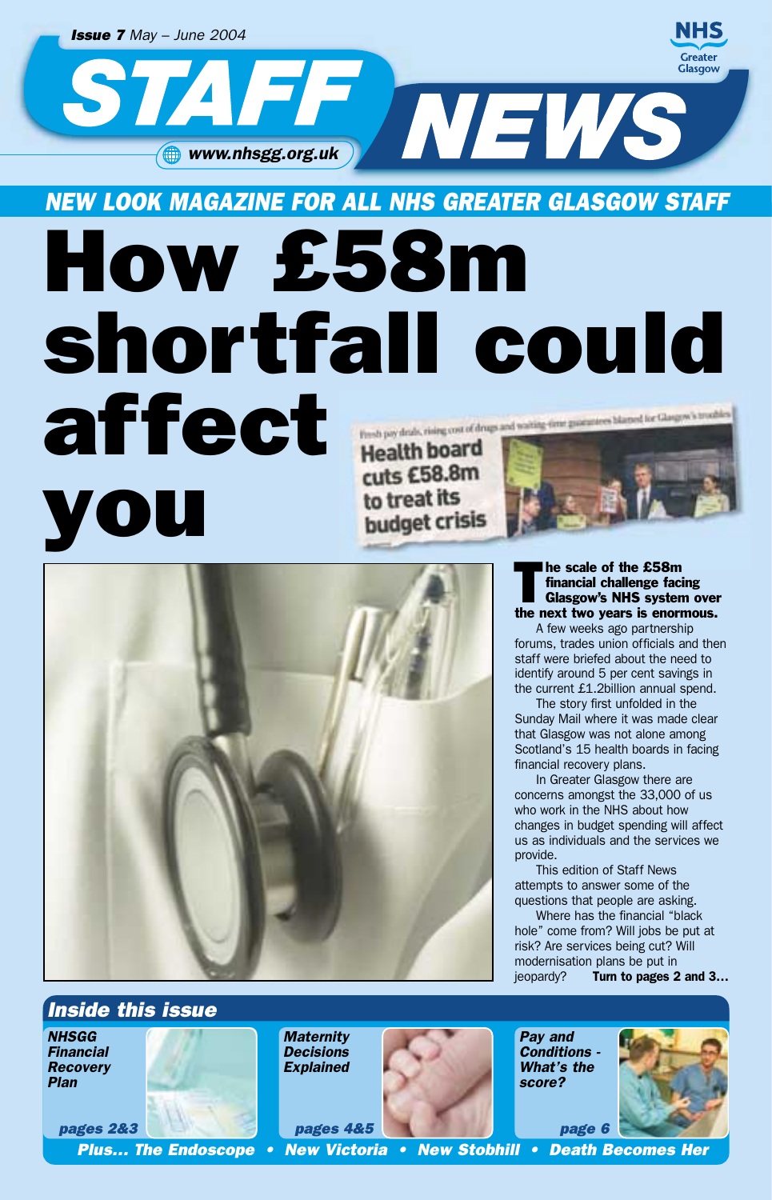*Issue 7* May – June 2004

# STAFF NEWS

NHS Greater Glasgow

www.nhsgg.org.uk

## NEW LOOK MAGAZINE FOR ALL NHS GREATER GLASGOW STAFF

# How £58m shortfall could affect you

Fresh pay deals, rising cost of drugs and waiting-time guarantees blamed for Glasgow's troubles

**Health board cuts £58.8m to treat its budget crisis**

**The scale of the £58m financial challenge facing Glasgow's NHS system over the next two years is enormous.**

A few weeks ago partnership forums, trades union officials and then staff were briefed about the need to identify around 5 per cent savings in the current £1.2billion annual spend.

The story first unfolded in the Sunday Mail where it was made clear that Glasgow was not alone among Scotland's 15 health boards in facing financial recovery plans.

In Greater Glasgow there are concerns amongst the 33,000 of us who work in the NHS about how changes in budget spending will affect us as individuals and the services we provide.

This edition of Staff News attempts to answer some of the questions that people are asking.

Where has the financial "black hole" come from? Will jobs be put at risk? Are services being cut? Will modernisation plans be put in jeopardy? **Turn to pages 2 and 3…**

## Inside this issue

- *NHSGG Financial Recovery Plan* — pages 2&3
- *Maternity Decisions Explained* — pages 4&5
- *Pay and Conditions - What's the score?* — page 6

*Plus… The Endoscope • New Victoria • New Stobhill • Death Becomes Her*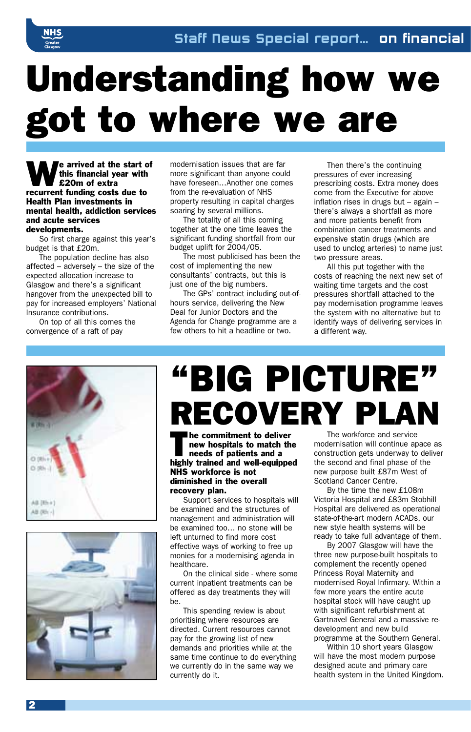# Understanding how we got to where we are

**We arrived at the start of this financial year with £20m of extra recurrent funding costs due to Health Plan investments in mental health, addiction services and acute services developments.**

So first charge against this year's budget is that £20m.

The population decline has also affected – adversely – the size of the expected allocation increase to Glasgow and there's a significant hangover from the unexpected bill to pay for increased employers' National Insurance contributions.

On top of all this comes the convergence of a raft of pay modernisation issues that are far more significant than anyone could have foreseen…Another one comes from the re-evaluation of NHS property resulting in capital charges soaring by several millions.

The totality of all this coming together at the one time leaves the significant funding shortfall from our budget uplift for 2004/05.

The most publicised has been the cost of implementing the new consultants' contracts, but this is just one of the big numbers.

The GPs' contract including out-of-hours service, delivering the New Deal for Junior Doctors and the Agenda for Change programme are a few others to hit a headline or two.

Then there's the continuing pressures of ever increasing prescribing costs. Extra money does come from the Executive for above inflation rises in drugs but – again – there's always a shortfall as more and more patients benefit from combination cancer treatments and expensive statin drugs (which are used to unclog arteries) to name just two pressure areas.

All this put together with the costs of reaching the next new set of waiting time targets and the cost pressures shortfall attached to the pay modernisation programme leaves the system with no alternative but to identify ways of delivering services in a different way.

# "BIG PICTURE" RECOVERY PLAN

**The commitment to deliver new hospitals to match the needs of patients and a highly trained and well-equipped NHS workforce is not diminished in the overall recovery plan.**

Support services to hospitals will be examined and the structures of management and administration will be examined too… no stone will be left unturned to find more cost effective ways of working to free up monies for a modernising agenda in healthcare.

On the clinical side - where some current inpatient treatments can be offered as day treatments they will be.

This spending review is about prioritising where resources are directed. Current resources cannot pay for the growing list of new demands and priorities while at the same time continue to do everything we currently do in the same way we currently do it.

The workforce and service modernisation will continue apace as construction gets underway to deliver the second and final phase of the new purpose built £87m West of Scotland Cancer Centre.

By the time the new £108m Victoria Hospital and £83m Stobhill Hospital are delivered as operational state-of-the-art modern ACADs, our new style health systems will be ready to take full advantage of them.

By 2007 Glasgow will have the three new purpose-built hospitals to complement the recently opened Princess Royal Maternity and modernised Royal Infirmary. Within a few more years the entire acute hospital stock will have caught up with significant refurbishment at Gartnavel General and a massive re-development and new build programme at the Southern General.

Within 10 short years Glasgow will have the most modern purpose designed acute and primary care health system in the United Kingdom.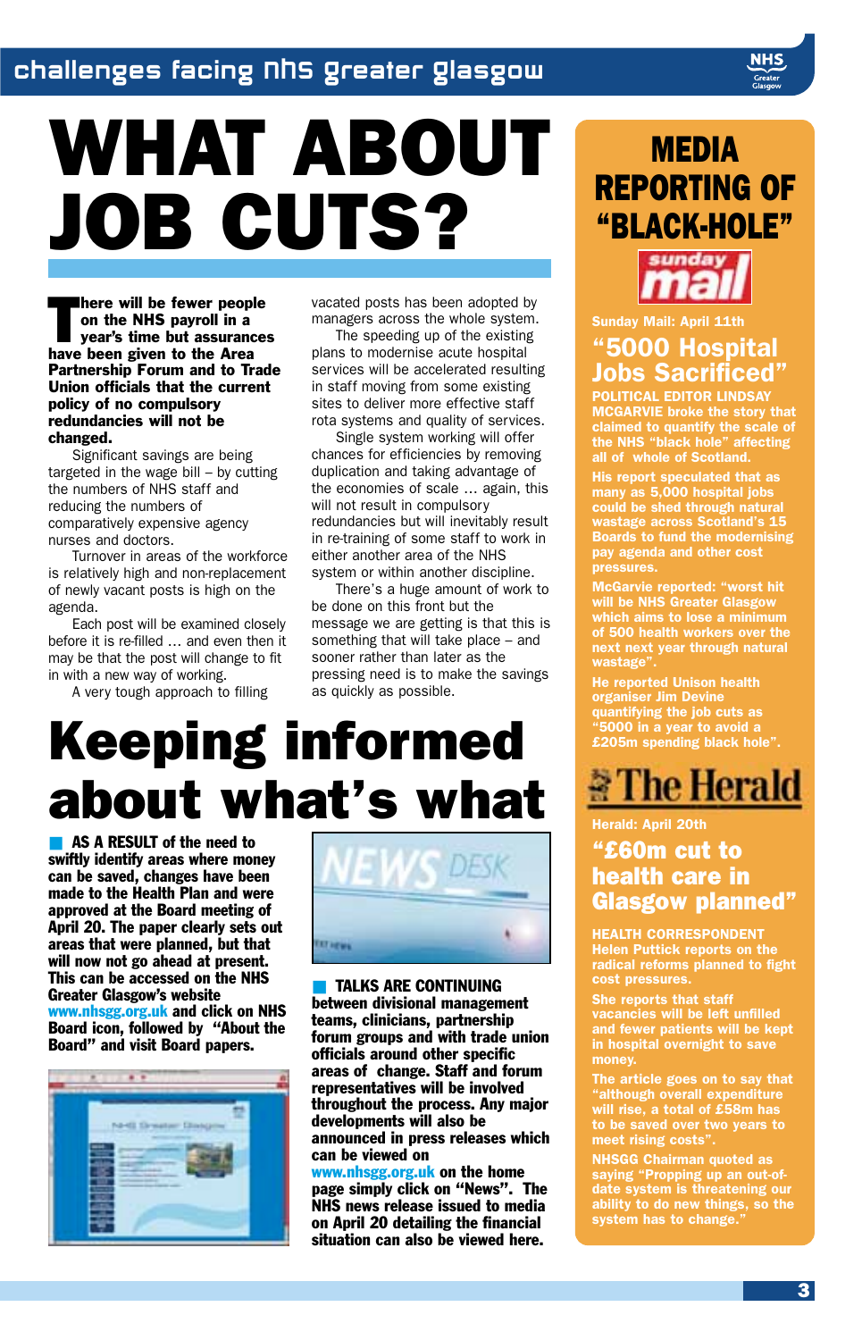# WHAT ABOUT JOB CUTS?

**There will be fewer people on the NHS payroll in a year's time but assurances have been given to the Area Partnership Forum and to Trade Union officials that the current policy of no compulsory redundancies will not be changed.**

Significant savings are being targeted in the wage bill – by cutting the numbers of NHS staff and reducing the numbers of comparatively expensive agency nurses and doctors.

Turnover in areas of the workforce is relatively high and non-replacement of newly vacant posts is high on the agenda.

Each post will be examined closely before it is re-filled … and even then it may be that the post will change to fit in with a new way of working.

A very tough approach to filling vacated posts has been adopted by managers across the whole system.

The speeding up of the existing plans to modernise acute hospital services will be accelerated resulting in staff moving from some existing sites to deliver more effective staff rota systems and quality of services.

Single system working will offer chances for efficiencies by removing duplication and taking advantage of the economies of scale … again, this will not result in compulsory redundancies but will inevitably result in re-training of some staff to work in either another area of the NHS system or within another discipline.

There's a huge amount of work to be done on this front but the message we are getting is that this is something that will take place – and sooner rather than later as the pressing need is to make the savings as quickly as possible.

# Keeping informed about what's what

**AS A RESULT of the need to swiftly identify areas where money can be saved, changes have been made to the Health Plan and were approved at the Board meeting of April 20. The paper clearly sets out areas that were planned, but that will now not go ahead at present. This can be accessed on the NHS Greater Glasgow's website www.nhsgg.org.uk and click on NHS Board icon, followed by "About the Board" and visit Board papers.**

**TALKS ARE CONTINUING between divisional management teams, clinicians, partnership forum groups and with trade union officials around other specific areas of change. Staff and forum representatives will be involved throughout the process. Any major developments will also be announced in press releases which can be viewed on www.nhsgg.org.uk on the home page simply click on "News". The NHS news release issued to media on April 20 detailing the financial situation can also be viewed here.**

## MEDIA REPORTING OF "BLACK-HOLE"

**Sunday Mail: April 11th**

### "5000 Hospital Jobs Sacrificed"

**POLITICAL EDITOR LINDSAY MCGARVIE broke the story that claimed to quantify the scale of the NHS "black hole" affecting all of whole of Scotland.**

His report speculated that as many as 5,000 hospital jobs could be shed through natural wastage across Scotland's 15 Boards to fund the modernising pay agenda and other cost pressures.

McGarvie reported: "worst hit will be NHS Greater Glasgow which aims to lose a minimum of 500 health workers over the next next year through natural wastage".

He reported Unison health organiser Jim Devine quantifying the job cuts as "5000 in a year to avoid a £205m spending black hole".

**Herald: April 20th**

### "£60m cut to health care in Glasgow planned"

**HEALTH CORRESPONDENT Helen Puttick reports on the radical reforms planned to fight cost pressures.**

She reports that staff vacancies will be left unfilled and fewer patients will be kept in hospital overnight to save money.

The article goes on to say that "although overall expenditure will rise, a total of £58m has to be saved over two years to meet rising costs".

NHSGG Chairman quoted as saying "Propping up an out-of-date system is threatening our ability to do new things, so the system has to change."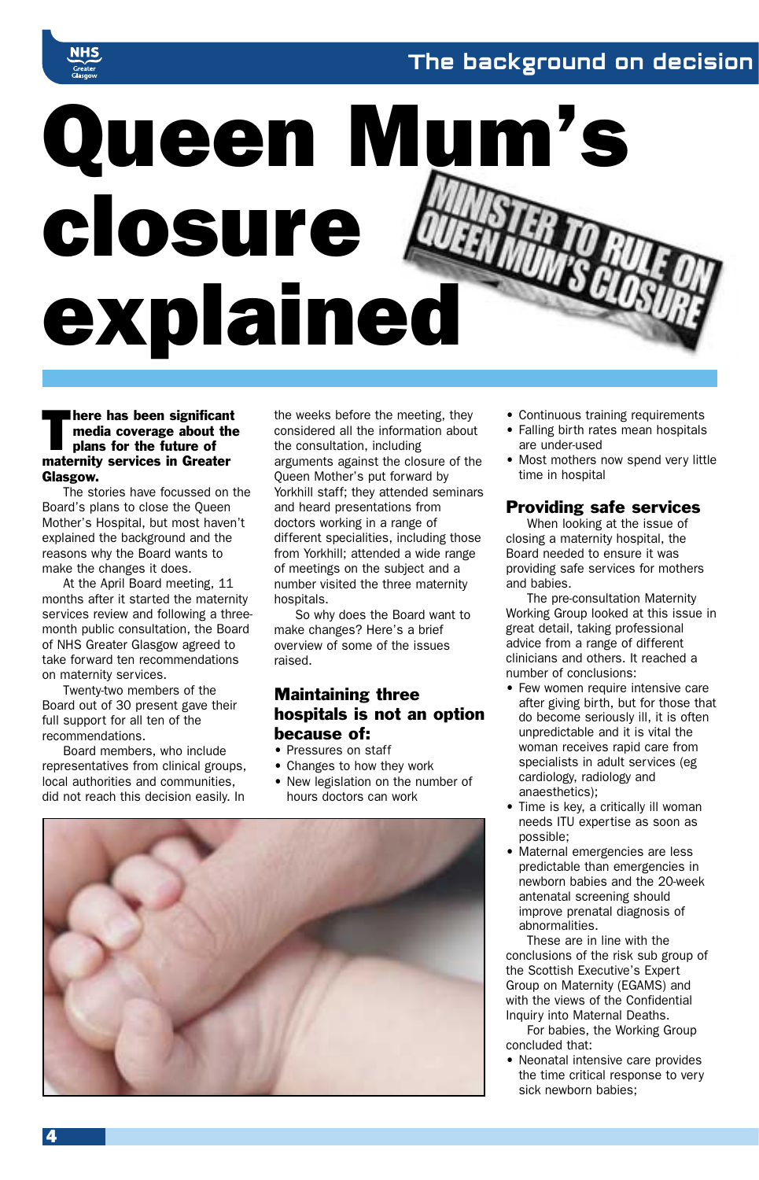# Queen Mum's closure explained

MINISTER TO RULE ON QUEEN MUM'S CLOSURE

**There has been significant media coverage about the plans for the future of maternity services in Greater Glasgow.**

The stories have focussed on the Board's plans to close the Queen Mother's Hospital, but most haven't explained the background and the reasons why the Board wants to make the changes it does.

At the April Board meeting, 11 months after it started the maternity services review and following a three-month public consultation, the Board of NHS Greater Glasgow agreed to take forward ten recommendations on maternity services.

Twenty-two members of the Board out of 30 present gave their full support for all ten of the recommendations.

Board members, who include representatives from clinical groups, local authorities and communities, did not reach this decision easily. In the weeks before the meeting, they considered all the information about the consultation, including arguments against the closure of the Queen Mother's put forward by Yorkhill staff; they attended seminars and heard presentations from doctors working in a range of different specialities, including those from Yorkhill; attended a wide range of meetings on the subject and a number visited the three maternity hospitals.

So why does the Board want to make changes? Here's a brief overview of some of the issues raised.

## Maintaining three hospitals is not an option because of:

- Pressures on staff
- Changes to how they work
- New legislation on the number of hours doctors can work
- Continuous training requirements
- Falling birth rates mean hospitals are under-used
- Most mothers now spend very little time in hospital

## Providing safe services

When looking at the issue of closing a maternity hospital, the Board needed to ensure it was providing safe services for mothers and babies.

The pre-consultation Maternity Working Group looked at this issue in great detail, taking professional advice from a range of different clinicians and others. It reached a number of conclusions:

- Few women require intensive care after giving birth, but for those that do become seriously ill, it is often unpredictable and it is vital the woman receives rapid care from specialists in adult services (eg cardiology, radiology and anaesthetics);
- Time is key, a critically ill woman needs ITU expertise as soon as possible;
- Maternal emergencies are less predictable than emergencies in newborn babies and the 20-week antenatal screening should improve prenatal diagnosis of abnormalities.

These are in line with the conclusions of the risk sub group of the Scottish Executive's Expert Group on Maternity (EGAMS) and with the views of the Confidential Inquiry into Maternal Deaths.

For babies, the Working Group concluded that:

- Neonatal intensive care provides the time critical response to very sick newborn babies;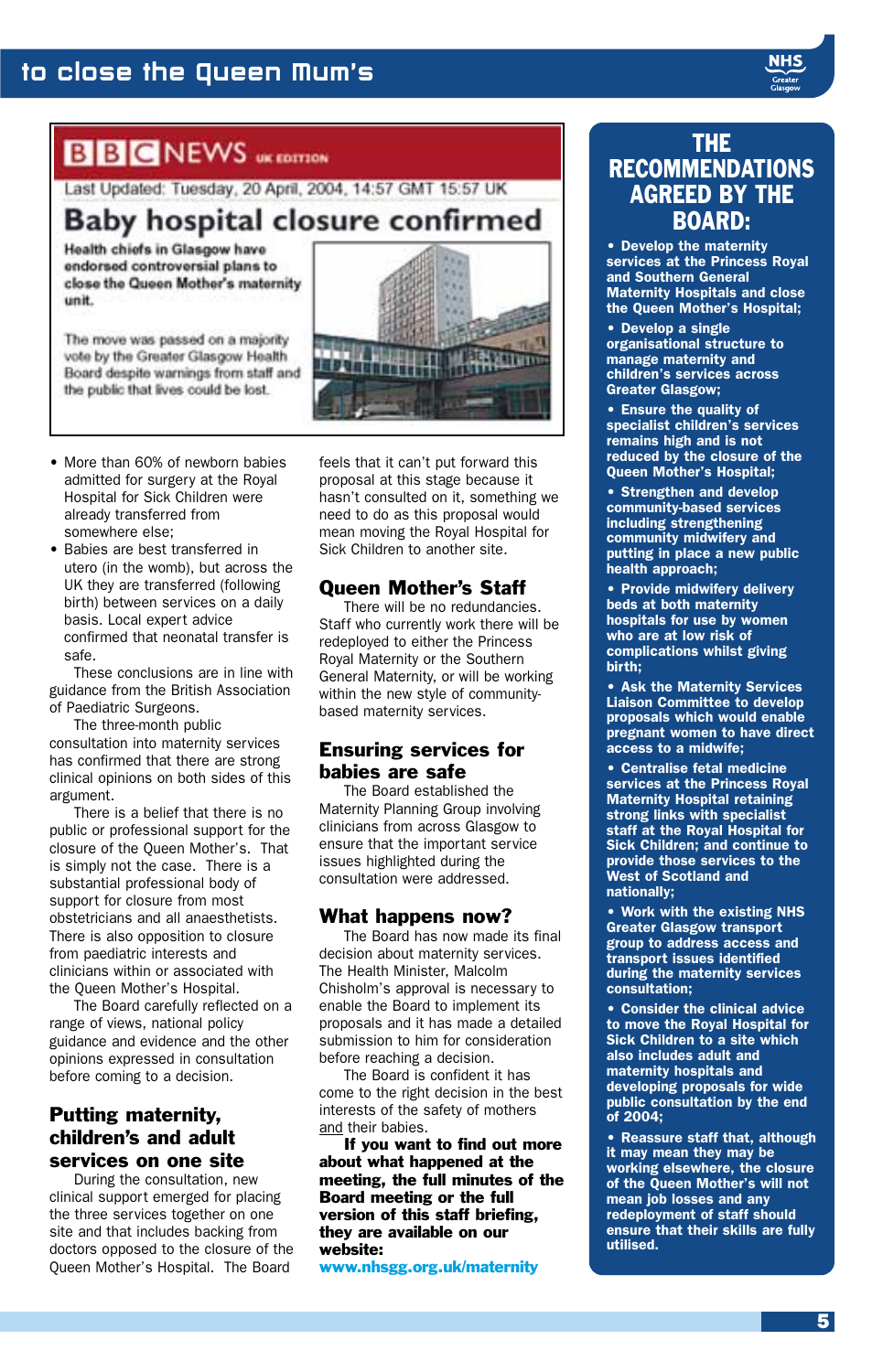to close the Queen Mum's

BBC NEWS UK EDITION

Last Updated: Tuesday, 20 April, 2004, 14:57 GMT 15:57 UK

# Baby hospital closure confirmed

**Health chiefs in Glasgow have endorsed controversial plans to close the Queen Mother's maternity unit.**

The move was passed on a majority vote by the Greater Glasgow Health Board despite warnings from staff and the public that lives could be lost.

- More than 60% of newborn babies admitted for surgery at the Royal Hospital for Sick Children were already transferred from somewhere else;
- Babies are best transferred in utero (in the womb), but across the UK they are transferred (following birth) between services on a daily basis. Local expert advice confirmed that neonatal transfer is safe.

These conclusions are in line with guidance from the British Association of Paediatric Surgeons.

The three-month public consultation into maternity services has confirmed that there are strong clinical opinions on both sides of this argument.

There is a belief that there is no public or professional support for the closure of the Queen Mother's. That is simply not the case. There is a substantial professional body of support for closure from most obstetricians and all anaesthetists. There is also opposition to closure from paediatric interests and clinicians within or associated with the Queen Mother's Hospital.

The Board carefully reflected on a range of views, national policy guidance and evidence and the other opinions expressed in consultation before coming to a decision.

## Putting maternity, children's and adult services on one site

During the consultation, new clinical support emerged for placing the three services together on one site and that includes backing from doctors opposed to the closure of the Queen Mother's Hospital. The Board feels that it can't put forward this proposal at this stage because it hasn't consulted on it, something we need to do as this proposal would mean moving the Royal Hospital for Sick Children to another site.

## Queen Mother's Staff

There will be no redundancies. Staff who currently work there will be redeployed to either the Princess Royal Maternity or the Southern General Maternity, or will be working within the new style of community-based maternity services.

## Ensuring services for babies are safe

The Board established the Maternity Planning Group involving clinicians from across Glasgow to ensure that the important service issues highlighted during the consultation were addressed.

## What happens now?

The Board has now made its final decision about maternity services. The Health Minister, Malcolm Chisholm's approval is necessary to enable the Board to implement its proposals and it has made a detailed submission to him for consideration before reaching a decision.

The Board is confident it has come to the right decision in the best interests of the safety of mothers and their babies.

**If you want to find out more about what happened at the meeting, the full minutes of the Board meeting or the full version of this staff briefing, they are available on our website:**
**www.nhsgg.org.uk/maternity**

## THE RECOMMENDATIONS AGREED BY THE BOARD:

- **Develop the maternity services at the Princess Royal and Southern General Maternity Hospitals and close the Queen Mother's Hospital;**
- **Develop a single organisational structure to manage maternity and children's services across Greater Glasgow;**
- **Ensure the quality of specialist children's services remains high and is not reduced by the closure of the Queen Mother's Hospital;**
- **Strengthen and develop community-based services including strengthening community midwifery and putting in place a new public health approach;**
- **Provide midwifery delivery beds at both maternity hospitals for use by women who are at low risk of complications whilst giving birth;**
- **Ask the Maternity Services Liaison Committee to develop proposals which would enable pregnant women to have direct access to a midwife;**
- **Centralise fetal medicine services at the Princess Royal Maternity retaining strong links with specialist staff at the Royal Hospital for Sick Children; and continue to provide those services to the West of Scotland and nationally;**
- **Work with the existing NHS Greater Glasgow transport group to address access and transport issues identified during the maternity services consultation;**
- **Consider the clinical advice to move the Royal Hospital for Sick Children to a site which also includes adult and maternity hospitals and developing proposals for wide public consultation by the end of 2004;**
- **Reassure staff that, although it may mean they may be working elsewhere, the closure of the Queen Mother's will not mean job losses and any redeployment of staff should ensure that their skills are fully utilised.**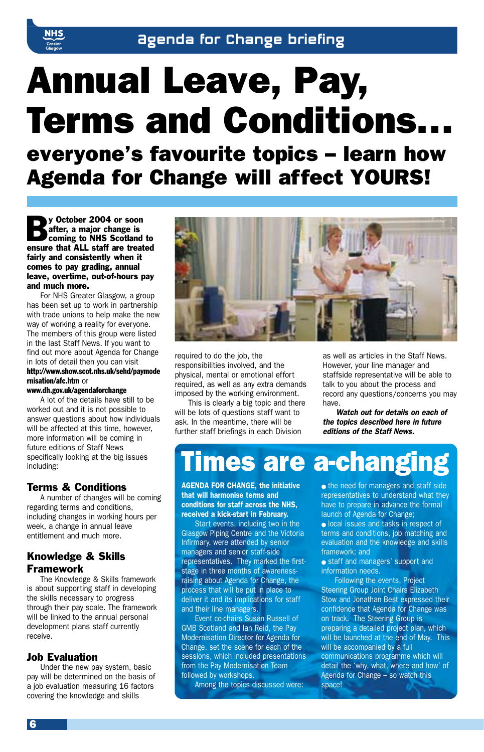# Annual Leave, Pay, Terms and Conditions...

## everyone's favourite topics – learn how Agenda for Change will affect YOURS!

**By October 2004 or soon after, a major change is coming to NHS Scotland to ensure that ALL staff are treated fairly and consistently when it comes to pay grading, annual leave, overtime, out-of-hours pay and much more.**

For NHS Greater Glasgow, a group has been set up to work in partnership with trade unions to help make the new way of working a reality for everyone. The members of this group were listed in the last Staff News. If you want to find out more about Agenda for Change in lots of detail then you can visit **http://www.show.scot.nhs.uk/sehd/paymodernisation/afc.htm** or **www.dh.gov.uk/agendaforchange**

A lot of the details have still to be worked out and it is not possible to answer questions about how individuals will be affected at this time, however, more information will be coming in future editions of Staff News specifically looking at the big issues including:

### Terms & Conditions

A number of changes will be coming regarding terms and conditions, including changes in working hours per week, a change in annual leave entitlement and much more.

### Knowledge & Skills Framework

The Knowledge & Skills framework is about supporting staff in developing the skills necessary to progress through their pay scale. The framework will be linked to the annual personal development plans staff currently receive.

### Job Evaluation

Under the new pay system, basic pay will be determined on the basis of a job evaluation measuring 16 factors covering the knowledge and skills required to do the job, the responsibilities involved, and the physical, mental or emotional effort required, as well as any extra demands imposed by the working environment.

This is clearly a big topic and there will be lots of questions staff want to ask. In the meantime, there will be further staff briefings in each Division as well as articles in the Staff News. However, your line manager and staffside representative will be able to talk to you about the process and record any questions/concerns you may have.

***Watch out for details on each of the topics described here in future editions of the Staff News.***

## Times are a-changing

**AGENDA FOR CHANGE, the initiative that will harmonise terms and conditions for staff across the NHS, received a kick-start in February.**

Start events, including two in the Glasgow Piping Centre and the Victoria Infirmary, were attended by senior managers and senior staff-side representatives. They marked the first-stage in three months of awareness-raising about Agenda for Change, the process that will be put in place to deliver it and its implications for staff and their line managers.

Event co-chairs Susan Russell of GMB Scotland and Ian Reid, the Pay Modernisation Director for Agenda for Change, set the scene for each of the sessions, which included presentations from the Pay Modernisation Team followed by workshops.

Among the topics discussed were:

- the need for managers and staff side representatives to understand what they have to prepare in advance the formal launch of Agenda for Change;
- local issues and tasks in respect of terms and conditions, job matching and evaluation and the knowledge and skills framework; and
- staff and managers' support and information needs.

Following the events, Project Steering Group Joint Chairs Elizabeth Stow and Jonathan Best expressed their confidence that Agenda for Change was on track. The Steering Group is preparing a detailed project plan, which will be launched at the end of May. This will be accompanied by a full communications programme which will detail the 'why, what, where and how' of Agenda for Change – so watch this space!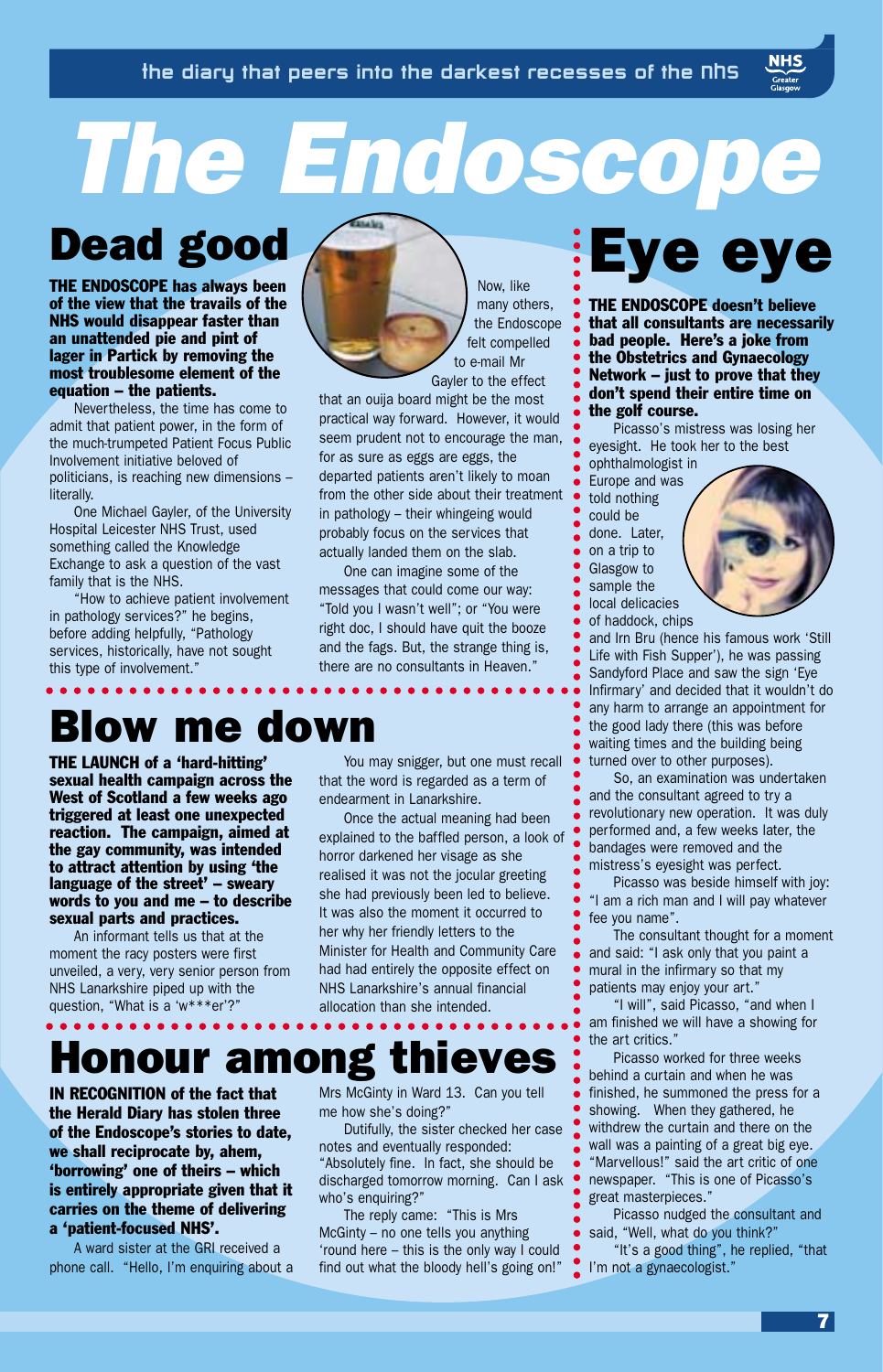# The Endoscope

the diary that peers into the darkest recesses of the nhs

## Dead good

**THE ENDOSCOPE has always been of the view that the travails of the NHS would disappear faster than an unattended pie and pint of lager in Partick by removing the most troublesome element of the equation – the patients.**

Nevertheless, the time has come to admit that patient power, in the form of the much-trumpeted Patient Focus Public Involvement initiative beloved of politicians, is reaching new dimensions – literally.

One Michael Gayler, of the University Hospital Leicester NHS Trust, used something called the Knowledge Exchange to ask a question of the vast family that is the NHS.

"How to achieve patient involvement in pathology services?" he begins, before adding helpfully, "Pathology services, historically, have not sought this type of involvement."

Now, like many others, the Endoscope felt compelled to e-mail Mr Gayler to the effect that an ouija board might be the most practical way forward. However, it would seem prudent not to encourage the man, for as sure as eggs are eggs, the departed patients aren't likely to moan from the other side about their treatment in pathology – their whingeing would probably focus on the services that actually landed them on the slab.

One can imagine some of the messages that could come our way: "Told you I wasn't well"; or "You were right doc, I should have quit the booze and the fags. But, the strange thing is, there are no consultants in Heaven."

## Blow me down

**THE LAUNCH of a 'hard-hitting' sexual health campaign across the West of Scotland a few weeks ago triggered at least one unexpected reaction. The campaign, aimed at the gay community, was intended to attract attention by using 'the language of the street' – sweary words to you and me – to describe sexual parts and practices.**

An informant tells us that at the moment the racy posters were first unveiled, a very, very senior person from NHS Lanarkshire piped up with the question, "What is a 'w***er'?"

You may snigger, but one must recall that the word is regarded as a term of endearment in Lanarkshire.

Once the actual meaning had been explained to the baffled person, a look of horror darkened her visage as she realised it was not the jocular greeting she had previously been led to believe. It was also the moment it occurred to her why her friendly letters to the Minister for Health and Community Care had had entirely the opposite effect on NHS Lanarkshire's annual financial allocation than she intended.

## Honour among thieves

**IN RECOGNITION of the fact that the Herald Diary has stolen three of the Endoscope's stories to date, we shall reciprocate by, ahem, 'borrowing' one of theirs – which is entirely appropriate given that it carries on the theme of delivering a 'patient-focused NHS'.**

A ward sister at the GRI received a phone call. "Hello, I'm enquiring about a Mrs McGinty in Ward 13. Can you tell me how she's doing?"

Dutifully, the sister checked her case notes and eventually responded: "Absolutely fine. In fact, she should be discharged tomorrow morning. Can I ask who's enquiring?"

The reply came: "This is Mrs McGinty – no one tells you anything 'round here – this is the only way I could find out what the bloody hell's going on!"

## Eye eye

**THE ENDOSCOPE doesn't believe that all consultants are necessarily bad people. Here's a joke from the Obstetrics and Gynaecology Network – just to prove that they don't spend their entire time on the golf course.**

Picasso's mistress was losing her eyesight. He took her to the best ophthalmologist in Europe and was told nothing could be done. Later, on a trip to Glasgow to sample the local delicacies of haddock, chips and Irn Bru (hence his famous work 'Still Life with Fish Supper'), he was passing Sandyford Place and saw the sign 'Eye Infirmary' and decided that it wouldn't do any harm to arrange an appointment for the good lady there (this was before waiting times and the building being turned over to other purposes).

So, an examination was undertaken and the consultant agreed to try a revolutionary new operation. It was duly performed and, a few weeks later, the bandages were removed and the mistress's eyesight was perfect.

Picasso was beside himself with joy: "I am a rich man and I will pay whatever fee you name".

The consultant thought for a moment and said: "I ask only that you paint a mural in the infirmary so that my patients may enjoy your art."

"I will", said Picasso, "and when I am finished we will have a showing for the art critics."

Picasso worked for three weeks behind a curtain and when he was finished, he summoned the press for a showing. When they gathered, he withdrew the curtain and there on the wall was a painting of a great big eye. "Marvellous!" said the art critic of one newspaper. "This is one of Picasso's great masterpieces."

Picasso nudged the consultant and said, "Well, what do you think?"

"It's a good thing", he replied, "that I'm not a gynaecologist."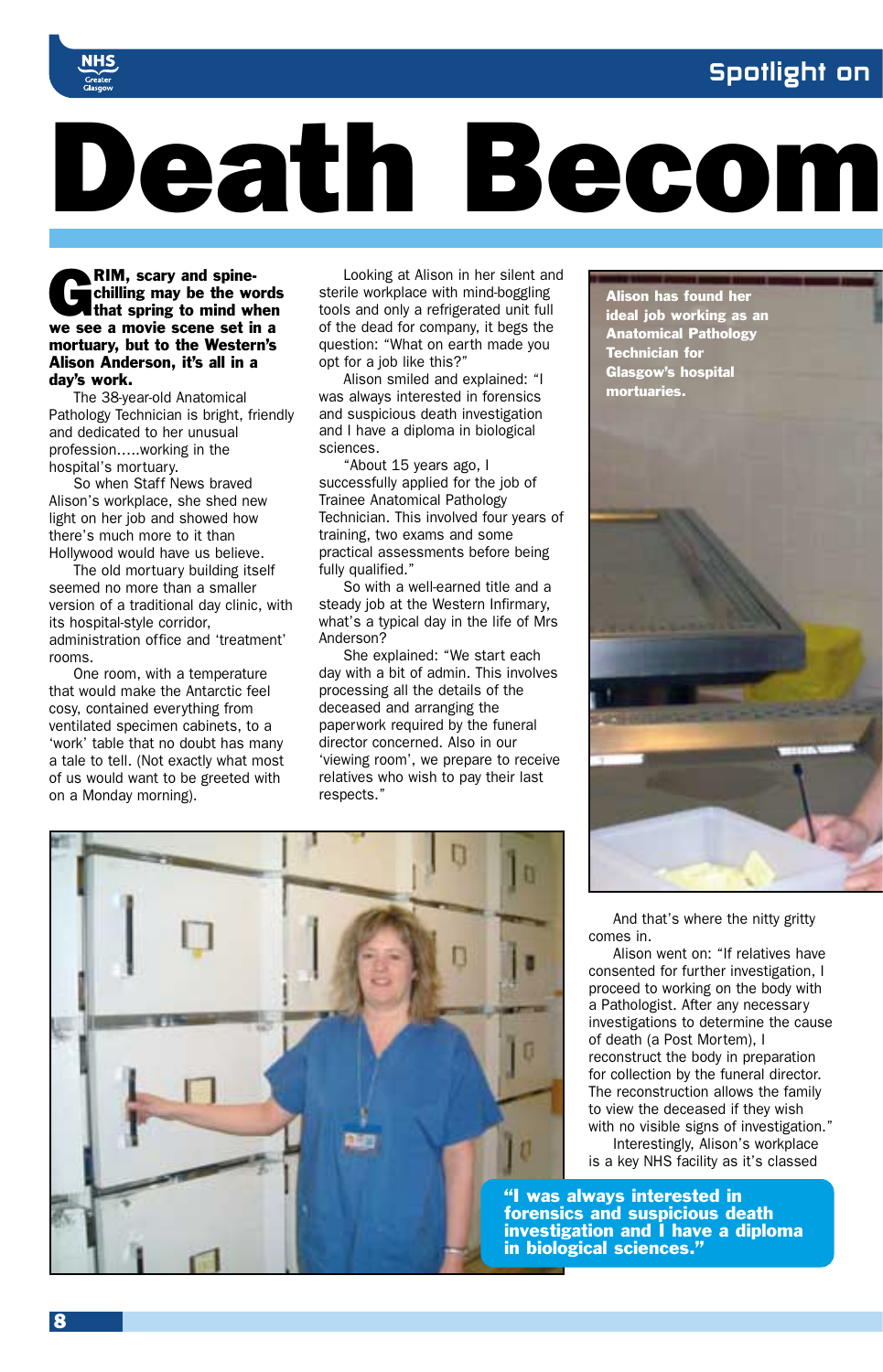# Death Becom

**GRIM, scary and spine-chilling may be the words that spring to mind when we see a movie scene set in a mortuary, but to the Western's Alison Anderson, it's all in a day's work.**

The 38-year-old Anatomical Pathology Technician is bright, friendly and dedicated to her unusual profession.....working in the hospital's mortuary.

So when Staff News braved Alison's workplace, she shed new light on her job and showed how there's much more to it than Hollywood would have us believe.

The old mortuary building itself seemed no more than a smaller version of a traditional day clinic, with its hospital-style corridor, administration office and 'treatment' rooms.

One room, with a temperature that would make the Antarctic feel cosy, contained everything from ventilated specimen cabinets, to a 'work' table that no doubt has many a tale to tell. (Not exactly what most of us would want to be greeted with on a Monday morning).

Looking at Alison in her silent and sterile workplace with mind-boggling tools and only a refrigerated unit full of the dead for company, it begs the question: "What on earth made you opt for a job like this?"

Alison smiled and explained: "I was always interested in forensics and suspicious death investigation and I have a diploma in biological sciences.

"About 15 years ago, I successfully applied for the job of Trainee Anatomical Pathology Technician. This involved four years of training, two exams and some practical assessments before being fully qualified."

So with a well-earned title and a steady job at the Western Infirmary, what's a typical day in the life of Mrs Anderson?

She explained: "We start each day with a bit of admin. This involves processing all the details of the deceased and arranging the paperwork required by the funeral director concerned. Also in our 'viewing room', we prepare to receive relatives who wish to pay their last respects."

**Alison has found her ideal job working as an Anatomical Pathology Technician for Glasgow's hospital mortuaries.**

And that's where the nitty gritty comes in.

Alison went on: "If relatives have consented for further investigation, I proceed to working on the body with a Pathologist. After any necessary investigations to determine the cause of death (a Post Mortem), I reconstruct the body in preparation for collection by the funeral director. The reconstruction allows the family to view the deceased if they wish with no visible signs of investigation."

Interestingly, Alison's workplace is a key NHS facility as it's classed

**"I was always interested in forensics and suspicious death investigation and I have a diploma in biological sciences."**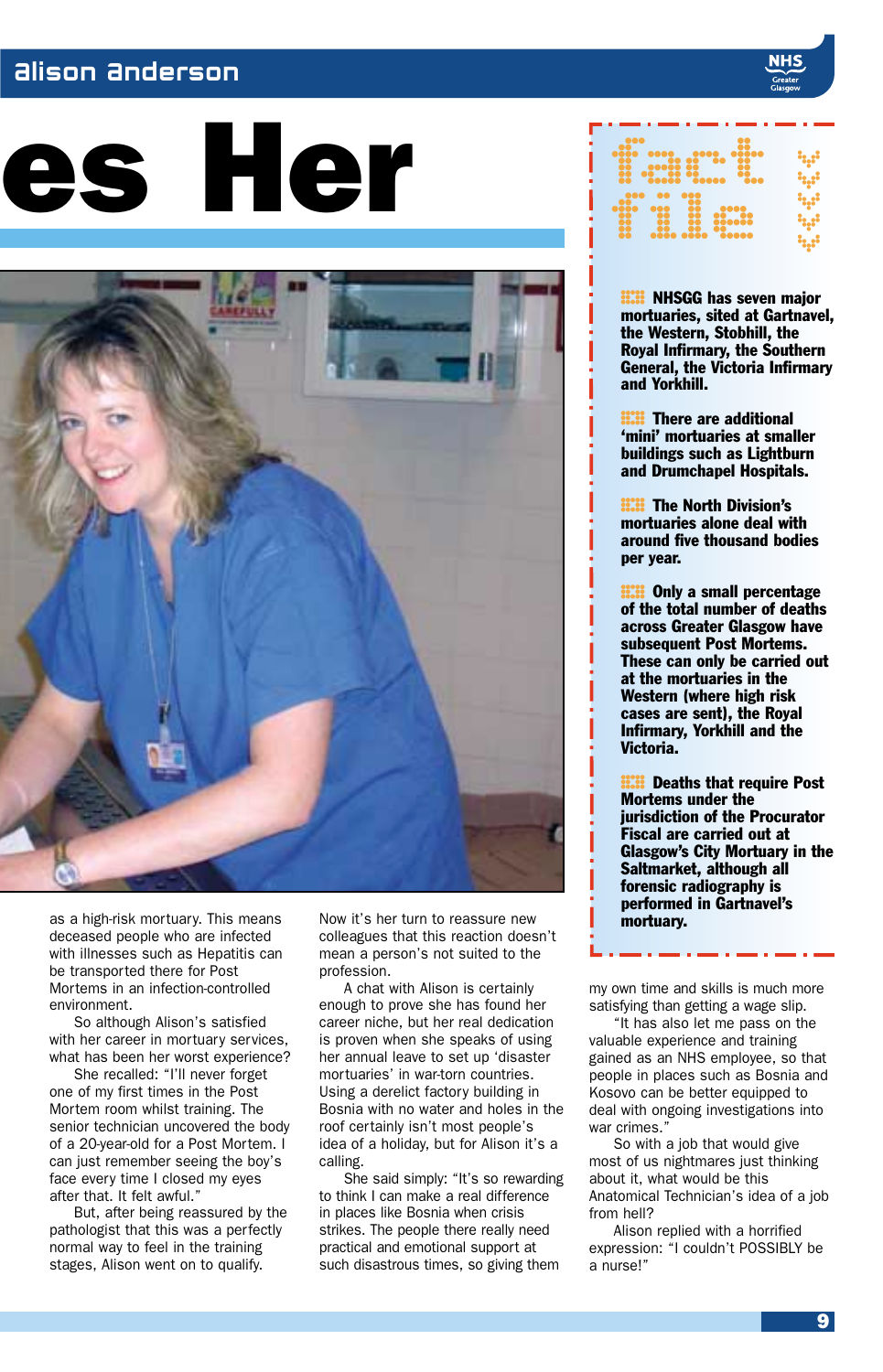# es Her

as a high-risk mortuary. This means deceased people who are infected with illnesses such as Hepatitis can be transported there for Post Mortems in an infection-controlled environment.

So although Alison's satisfied with her career in mortuary services, what has been her worst experience?

She recalled: "I'll never forget one of my first times in the Post Mortem room whilst training. The senior technician uncovered the body of a 20-year-old for a Post Mortem. I can just remember seeing the boy's face every time I closed my eyes after that. It felt awful."

But, after being reassured by the pathologist that this was a perfectly normal way to feel in the training stages, Alison went on to qualify.

Now it's her turn to reassure new colleagues that this reaction doesn't mean a person's not suited to the profession.

A chat with Alison is certainly enough to prove she has found her career niche, but her real dedication is proven when she speaks of using her annual leave to set up 'disaster mortuaries' in war-torn countries. Using a derelict factory building in Bosnia with no water and holes in the roof certainly isn't most people's idea of a holiday, but for Alison it's a calling.

She said simply: "It's so rewarding to think I can make a real difference in places like Bosnia when crisis strikes. The people there really need practical and emotional support at such disastrous times, so giving them my own time and skills is much more satisfying than getting a wage slip.

"It has also let me pass on the valuable experience and training gained as an NHS employee, so that people in places such as Bosnia and Kosovo can be better equipped to deal with ongoing investigations into war crimes."

So with a job that would give most of us nightmares just thinking about it, what would be this Anatomical Technician's idea of a job from hell?

Alison replied with a horrified expression: "I couldn't POSSIBLY be a nurse!"

## fact file

- **NHSGG has seven major mortuaries, sited at Gartnavel, the Western, Stobhill, the Royal Infirmary, the Southern General, the Victoria Infirmary and Yorkhill.**
- **There are additional 'mini' mortuaries at smaller buildings such as Lightburn and Drumchapel Hospitals.**
- **The North Division's mortuaries alone deal with around five thousand bodies per year.**
- **Only a small percentage of the total number of deaths across Greater Glasgow have subsequent Post Mortems. These can only be carried out at the mortuaries in the Western (where high risk cases are sent), the Royal Infirmary, Yorkhill and the Victoria.**
- **Deaths that require Post Mortems under the jurisdiction of the Procurator Fiscal are carried out at Glasgow's City Mortuary in the Saltmarket, although all forensic radiography is performed in Gartnavel's mortuary.**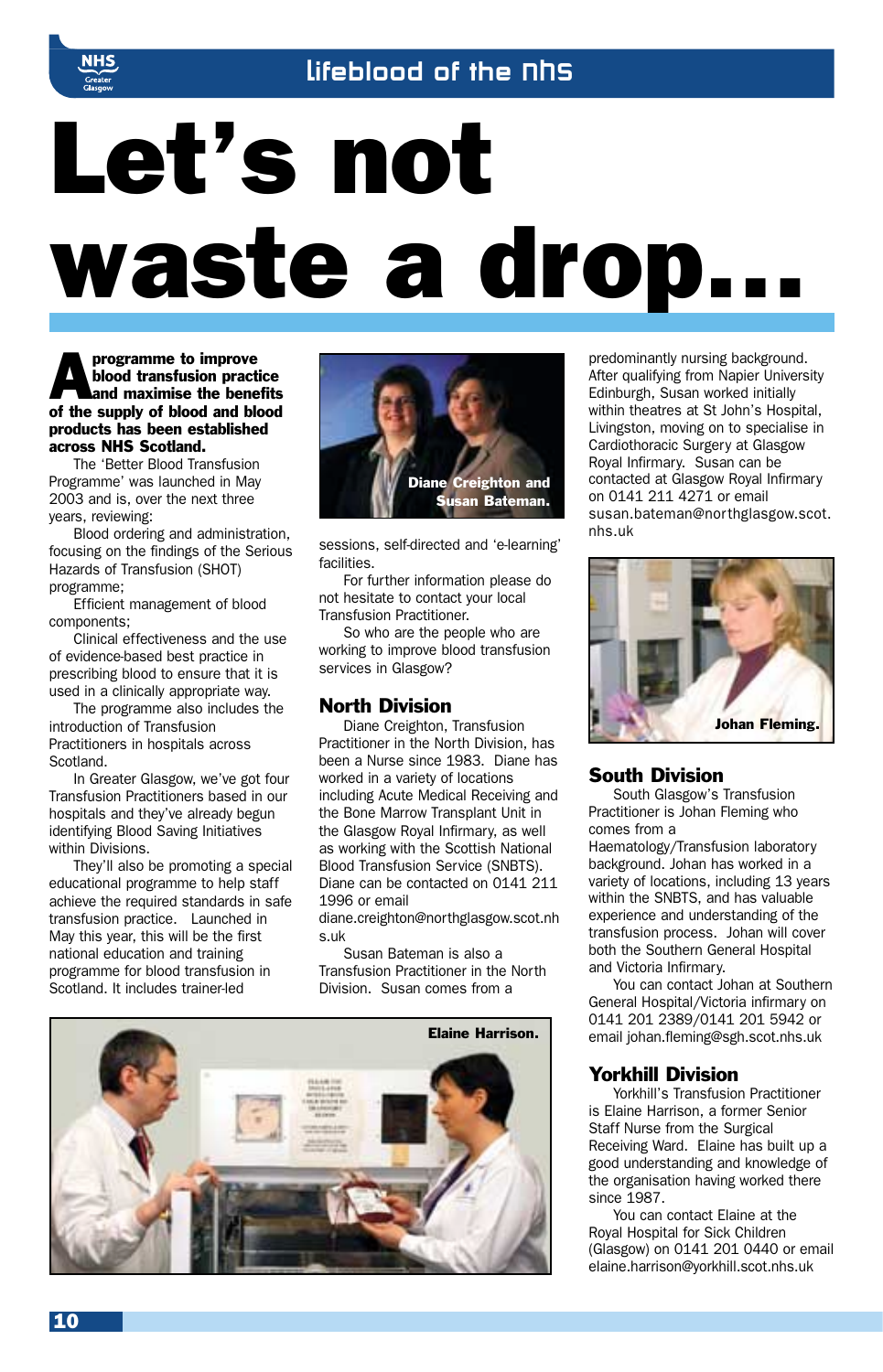# Let's not waste a drop...

**A programme to improve blood transfusion practice and maximise the benefits of the supply of blood and blood products has been established across NHS Scotland.**

The 'Better Blood Transfusion Programme' was launched in May 2003 and is, over the next three years, reviewing:

Blood ordering and administration, focusing on the findings of the Serious Hazards of Transfusion (SHOT) programme;

Efficient management of blood components;

Clinical effectiveness and the use of evidence-based best practice in prescribing blood to ensure that it is used in a clinically appropriate way.

The programme also includes the introduction of Transfusion Practitioners in hospitals across Scotland.

In Greater Glasgow, we've got four Transfusion Practitioners based in our hospitals and they've already begun identifying Blood Saving Initiatives within Divisions.

They'll also be promoting a special educational programme to help staff achieve the required standards in safe transfusion practice. Launched in May this year, this will be the first national education and training programme for blood transfusion in Scotland. It includes trainer-led sessions, self-directed and 'e-learning' facilities.

Diane Creighton and Susan Bateman.

For further information please do not hesitate to contact your local Transfusion Practitioner.

So who are the people who are working to improve blood transfusion services in Glasgow?

## North Division

Diane Creighton, Transfusion Practitioner in the North Division, has been a Nurse since 1983. Diane has worked in a variety of locations including Acute Medical Receiving and the Bone Marrow Transplant Unit in the Glasgow Royal Infirmary, as well as working with the Scottish National Blood Transfusion Service (SNBTS). Diane can be contacted on 0141 211 1996 or email diane.creighton@northglasgow.scot.nhs.uk

Susan Bateman is also a Transfusion Practitioner in the North Division. Susan comes from a predominantly nursing background. After qualifying from Napier University Edinburgh, Susan worked initially within theatres at St John's Hospital, Livingston, moving on to specialise in Cardiothoracic Surgery at Glasgow Royal Infirmary. Susan can be contacted at Glasgow Royal Infirmary on 0141 211 4271 or email susan.bateman@northglasgow.scot.nhs.uk

Elaine Harrison.

Johan Fleming.

## South Division

South Glasgow's Transfusion Practitioner is Johan Fleming who comes from a Haematology/Transfusion laboratory background. Johan has worked in a variety of locations, including 13 years within the SNBTS, and has valuable experience and understanding of the transfusion process. Johan will cover both the Southern General Hospital and Victoria Infirmary.

You can contact Johan at Southern General Hospital/Victoria infirmary on 0141 201 2389/0141 201 5942 or email johan.fleming@sgh.scot.nhs.uk

## Yorkhill Division

Yorkhill's Transfusion Practitioner is Elaine Harrison, a former Senior Staff Nurse from the Surgical Receiving Ward. Elaine has built up a good understanding and knowledge of the organisation having worked there since 1987.

You can contact Elaine at the Royal Hospital for Sick Children (Glasgow) on 0141 201 0440 or email elaine.harrison@yorkhill.scot.nhs.uk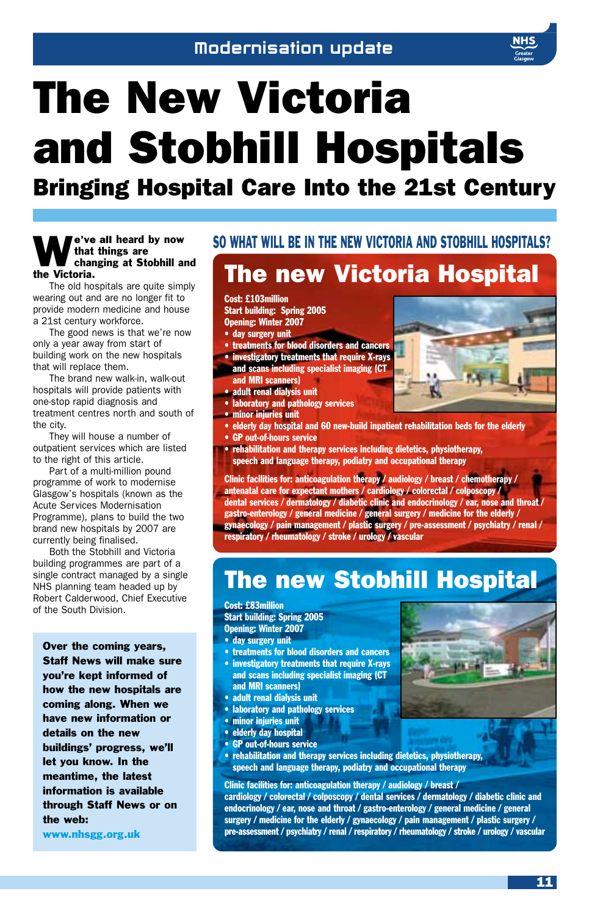Modernisation update

# The New Victoria and Stobhill Hospitals

## Bringing Hospital Care Into the 21st Century

**We've all heard by now that things are changing at Stobhill and the Victoria.**

The old hospitals are quite simply wearing out and are no longer fit to provide modern medicine and house a 21st century workforce.

The good news is that we're now only a year away from start of building work on the new hospitals that will replace them.

The brand new walk-in, walk-out hospitals will provide patients with one-stop rapid diagnosis and treatment centres north and south of the city.

They will house a number of outpatient services which are listed to the right of this article.

Part of a multi-million pound programme of work to modernise Glasgow's hospitals (known as the Acute Services Modernisation Programme), plans to build the two brand new hospitals by 2007 are currently being finalised.

Both the Stobhill and Victoria building programmes are part of a single contract managed by a single NHS planning team headed up by Robert Calderwood, Chief Executive of the South Division.

**Over the coming years, Staff News will make sure you're kept informed of how the new hospitals are coming along. When we have new information or details on the new buildings' progress, we'll let you know. In the meantime, the latest information is available through Staff News or on the web:**

**www.nhsgg.org.uk**

## SO WHAT WILL BE IN THE NEW VICTORIA AND STOBHILL HOSPITALS?

### The new Victoria Hospital

**Cost:** £103million
**Start building:** Spring 2005
**Opening:** Winter 2007

- day surgery unit
- treatments for blood disorders and cancers
- investigatory treatments that require X-rays and scans including specialist imaging (CT and MRI scanners)
- adult renal dialysis unit
- laboratory and pathology services
- minor injuries unit
- elderly day hospital and 60 new-build inpatient rehabilitation beds for the elderly
- GP out-of-hours service
- rehabilitation and therapy services including dietetics, physiotherapy, speech and language therapy, podiatry and occupational therapy

**Clinic facilities for:** anticoagulation therapy / audiology / breast / chemotherapy / antenatal care for expectant mothers / cardiology / colorectal / colposcopy / dental services / dermatology / diabetic clinic and endocrinology / ear, nose and throat / gastro-enterology / general medicine / general surgery / medicine for the elderly / gynaecology / pain management / plastic surgery / pre-assessment / psychiatry / renal / respiratory / rheumatology / stroke / urology / vascular

### The new Stobhill Hospital

**Cost:** £83million
**Start building:** Spring 2005
**Opening:** Winter 2007

- day surgery unit
- treatments for blood disorders and cancers
- investigatory treatments that require X-rays and scans including specialist imaging (CT and MRI scanners)
- adult renal dialysis unit
- laboratory and pathology services
- minor injuries unit
- elderly day hospital
- GP out-of-hours service
- rehabilitation and therapy services including dietetics, physiotherapy, speech and language therapy, podiatry and occupational therapy

**Clinic facilities for:** anticoagulation therapy / audiology / breast / cardiology / colorectal / colposcopy / dental services / dermatology / diabetic clinic and endocrinology / ear, nose and throat / gastro-enterology / general medicine / general surgery / medicine for the elderly / gynaecology / pain management / plastic surgery / pre-assessment / psychiatry / renal / respiratory / rheumatology / stroke / urology / vascular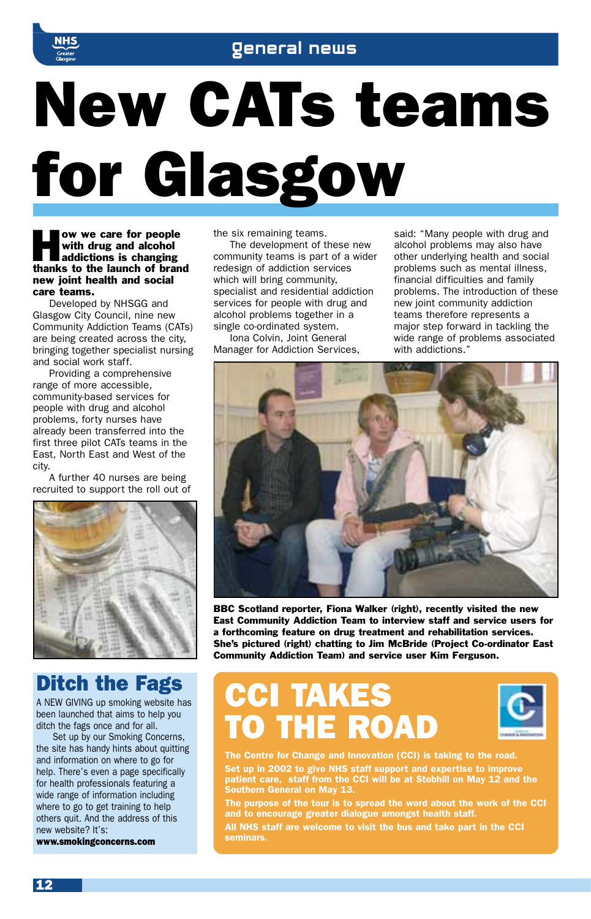# New CATs teams for Glasgow

**How we care for people with drug and alcohol addictions is changing thanks to the launch of brand new joint health and social care teams.**

Developed by NHSGG and Glasgow City Council, nine new Community Addiction Teams (CATs) are being created across the city, bringing together specialist nursing and social work staff.

Providing a comprehensive range of more accessible, community-based services for people with drug and alcohol problems, forty nurses have already been transferred into the first three pilot CATs teams in the East, North East and West of the city.

A further 40 nurses are being recruited to support the roll out of the six remaining teams.

The development of these new community teams is part of a wider redesign of addiction services which will bring community, specialist and residential addiction services for people with drug and alcohol problems together in a single co-ordinated system.

Iona Colvin, Joint General Manager for Addiction Services, said: "Many people with drug and alcohol problems may also have other underlying health and social problems such as mental illness, financial difficulties and family problems. The introduction of these new joint community addiction teams therefore represents a major step forward in tackling the wide range of problems associated with addictions."

**BBC Scotland reporter, Fiona Walker (right), recently visited the new East Community Addiction Team to interview staff and service users for a forthcoming feature on drug treatment and rehabilitation services. She's pictured (right) chatting to Jim McBride (Project Co-ordinator East Community Addiction Team) and service user Kim Ferguson.**

## Ditch the Fags

A NEW GIVING up smoking website has been launched that aims to help you ditch the fags once and for all.

Set up by our Smoking Concerns, the site has handy hints about quitting and information on where to go for help. There's even a page specifically for health professionals featuring a wide range of information including where to go to get training to help others quit. And the address of this new website? It's:
**www.smokingconcerns.com**

## CCI TAKES TO THE ROAD

**The Centre for Change and Innovation (CCI) is taking to the road.**

**Set up in 2002 to give NHS staff support and expertise to improve patient care, staff from the CCI will be at Stobhill on May 12 and the Southern General on May 13.**

**The purpose of the tour is to spread the word about the work of the CCI and to encourage greater dialogue amongst health staff.**

**All NHS staff are welcome to visit the bus and take part in the CCI seminars.**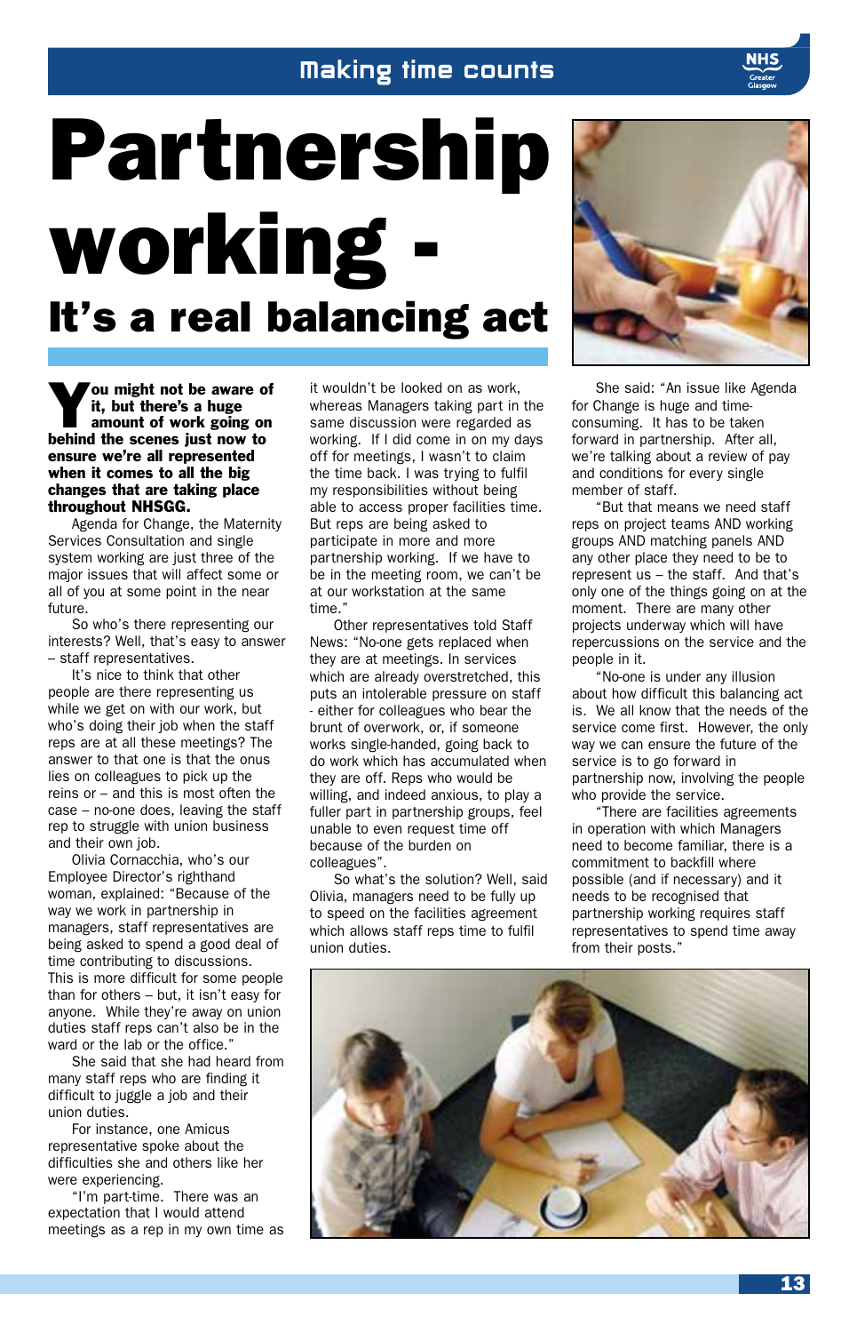# Partnership working -

## It's a real balancing act

**You might not be aware of it, but there's a huge amount of work going on behind the scenes just now to ensure we're all represented when it comes to all the big changes that are taking place throughout NHSGG.**

Agenda for Change, the Maternity Services Consultation and single system working are just three of the major issues that will affect some or all of you at some point in the near future.

So who's there representing our interests? Well, that's easy to answer – staff representatives.

It's nice to think that other people are there representing us while we get on with our work, but who's doing their job when the staff reps are at all these meetings? The answer to that one is that the onus lies on colleagues to pick up the reins or – and this is most often the case – no-one does, leaving the staff rep to struggle with union business and their own job.

Olivia Cornacchia, who's our Employee Director's righthand woman, explained: "Because of the way we work in partnership in managers, staff representatives are being asked to spend a good deal of time contributing to discussions. This is more difficult for some people than for others – but, it isn't easy for anyone. While they're away on union duties staff reps can't also be in the ward or the lab or the office."

She said that she had heard from many staff reps who are finding it difficult to juggle a job and their union duties.

For instance, one Amicus representative spoke about the difficulties she and others like her were experiencing.

"I'm part-time. There was an expectation that I would attend meetings as a rep in my own time as it wouldn't be looked on as work, whereas Managers taking part in the same discussion were regarded as working. If I did come in on my days off for meetings, I wasn't to claim the time back. I was trying to fulfil my responsibilities without being able to access proper facilities time. But reps are being asked to participate in more and more partnership working. If we have to be in the meeting room, we can't be at our workstation at the same time."

Other representatives told Staff News: "No-one gets replaced when they are at meetings. In services which are already overstretched, this puts an intolerable pressure on staff - either for colleagues who bear the brunt of overwork, or, if someone works single-handed, going back to do work which has accumulated when they are off. Reps who would be willing, and indeed anxious, to play a fuller part in partnership groups, feel unable to even request time off because of the burden on colleagues".

So what's the solution? Well, said Olivia, managers need to be fully up to speed on the facilities agreement which allows staff reps time to fulfil union duties.

She said: "An issue like Agenda for Change is huge and time-consuming. It has to be taken forward in partnership. After all, we're talking about a review of pay and conditions for every single member of staff.

"But that means we need staff reps on project teams AND working groups AND matching panels AND any other place they need to be to represent us – the staff. And that's only one of the things going on at the moment. There are many other projects underway which will have repercussions on the service and the people in it.

"No-one is under any illusion about how difficult this balancing act is. We all know that the needs of the service come first. However, the only way we can ensure the future of the service is to go forward in partnership now, involving the people who provide the service.

"There are facilities agreements in operation with which Managers need to become familiar, there is a commitment to backfill where possible (and if necessary) and it needs to be recognised that partnership working requires staff representatives to spend time away from their posts."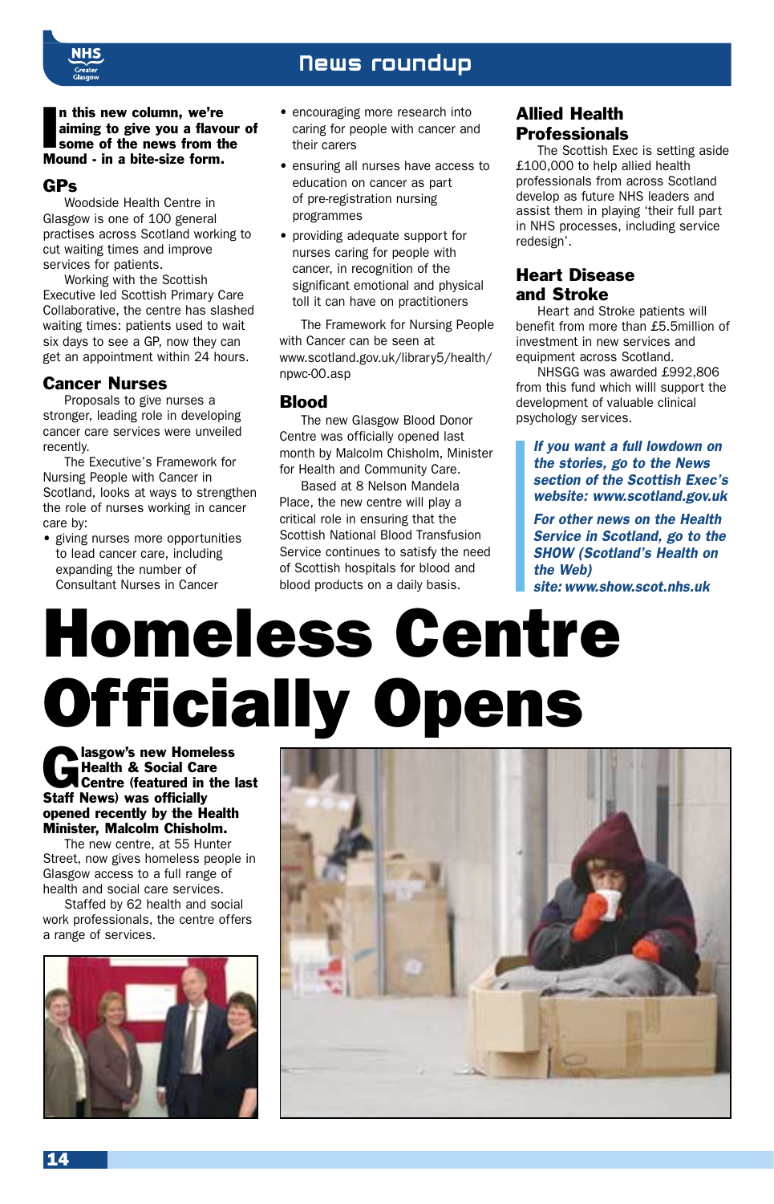## News roundup

**In this new column, we're aiming to give you a flavour of some of the news from the Mound - in a bite-size form.**

### GPs

Woodside Health Centre in Glasgow is one of 100 general practises across Scotland working to cut waiting times and improve services for patients.

Working with the Scottish Executive led Scottish Primary Care Collaborative, the centre has slashed waiting times: patients used to wait six days to see a GP, now they can get an appointment within 24 hours.

### Cancer Nurses

Proposals to give nurses a stronger, leading role in developing cancer care services were unveiled recently.

The Executive's Framework for Nursing People with Cancer in Scotland, looks at ways to strengthen the role of nurses working in cancer care by:

- giving nurses more opportunities to lead cancer care, including expanding the number of Consultant Nurses in Cancer
- encouraging more research into caring for people with cancer and their carers
- ensuring all nurses have access to education on cancer as part of pre-registration nursing programmes
- providing adequate support for nurses caring for people with cancer, in recognition of the significant emotional and physical toll it can have on practitioners

The Framework for Nursing People with Cancer can be seen at www.scotland.gov.uk/library5/health/npwc-00.asp

### Blood

The new Glasgow Blood Donor Centre was officially opened last month by Malcolm Chisholm, Minister for Health and Community Care.

Based at 8 Nelson Mandela Place, the new centre will play a critical role in ensuring that the Scottish National Blood Transfusion Service continues to satisfy the need of Scottish hospitals for blood and blood products on a daily basis.

### Allied Health Professionals

The Scottish Exec is setting aside £100,000 to help allied health professionals from across Scotland develop as future NHS leaders and assist them in playing 'their full part in NHS processes, including service redesign'.

### Heart Disease and Stroke

Heart and Stroke patients will benefit from more than £5.5million of investment in new services and equipment across Scotland.

NHSGG was awarded £992,806 from this fund which willl support the development of valuable clinical psychology services.

***If you want a full lowdown on the stories, go to the News section of the Scottish Exec's website: www.scotland.gov.uk***

***For other news on the Health Service in Scotland, go to the SHOW (Scotland's Health on the Web) site: www.show.scot.nhs.uk***

# Homeless Centre Officially Opens

**Glasgow's new Homeless Health & Social Care Centre (featured in the last Staff News) was officially opened recently by the Health Minister, Malcolm Chisholm.**

The new centre, at 55 Hunter Street, now gives homeless people in Glasgow access to a full range of health and social care services.

Staffed by 62 health and social work professionals, the centre offers a range of services.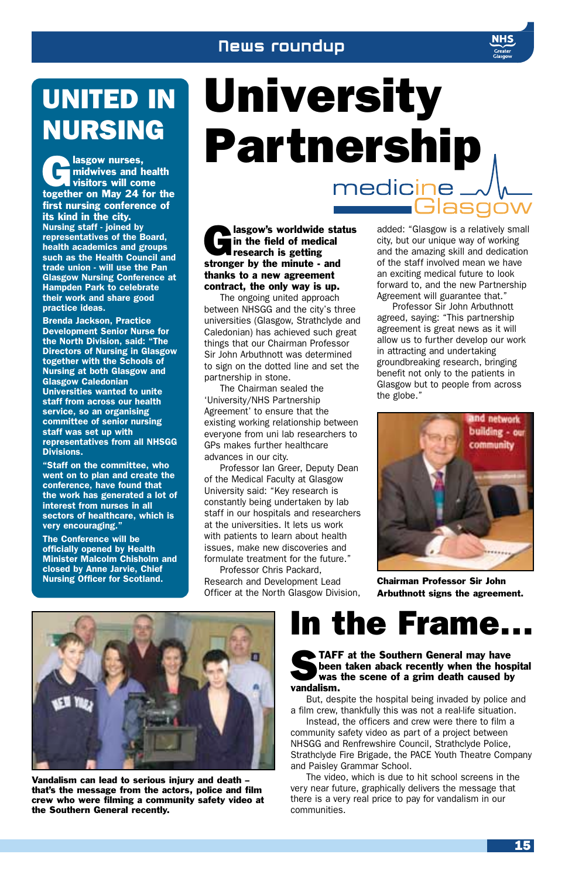# UNITED IN NURSING

**Glasgow nurses, midwives and health visitors will come together on May 24 for the first nursing conference of its kind in the city.**

**Nursing staff - joined by representatives of the Board, health academics and groups such as the Health Council and trade union - will use the Pan Glasgow Nursing Conference at Hampden Park to celebrate their work and share good practice ideas.**

**Brenda Jackson, Practice Development Senior Nurse for the North Division, said: "The Directors of Nursing in Glasgow together with the Schools of Nursing at both Glasgow and Glasgow Caledonian Universities wanted to unite staff from across our health service, so an organising committee of senior nursing staff was set up with representatives from all NHSGG Divisions.**

**"Staff on the committee, who went on to plan and create the conference, have found that the work has generated a lot of interest from nurses in all sectors of healthcare, which is very encouraging."**

**The Conference will be officially opened by Health Minister Malcolm Chisholm and closed by Anne Jarvie, Chief Nursing Officer for Scotland.**

# University Partnership

medicine Glasgow

**Glasgow's worldwide status in the field of medical research is getting stronger by the minute - and thanks to a new agreement contract, the only way is up.**

The ongoing united approach between NHSGG and the city's three universities (Glasgow, Strathclyde and Caledonian) has achieved such great things that our Chairman Professor Sir John Arbuthnott was determined to sign on the dotted line and set the partnership in stone.

The Chairman sealed the 'University/NHS Partnership Agreement' to ensure that the existing working relationship between everyone from uni lab researchers to GPs makes further healthcare advances in our city.

Professor Ian Greer, Deputy Dean of the Medical Faculty at Glasgow University said: "Key research is constantly being undertaken by lab staff in our hospitals and researchers at the universities. It lets us work with patients to learn about health issues, make new discoveries and formulate treatment for the future."

Professor Chris Packard, Research and Development Lead Officer at the North Glasgow Division, added: "Glasgow is a relatively small city, but our unique way of working and the amazing skill and dedication of the staff involved mean we have an exciting medical future to look forward to, and the new Partnership Agreement will guarantee that."

Professor Sir John Arbuthnott agreed, saying: "This partnership agreement is great news as it will allow us to further develop our work in attracting and undertaking groundbreaking research, bringing benefit not only to the patients in Glasgow but to people from across the globe."

**Chairman Professor Sir John Arbuthnott signs the agreement.**

# In the Frame...

**STAFF at the Southern General may have been taken aback recently when the hospital was the scene of a grim death caused by vandalism.**

But, despite the hospital being invaded by police and a film crew, thankfully this was not a real-life situation.

Instead, the officers and crew were there to film a community safety video as part of a project between NHSGG and Renfrewshire Council, Strathclyde Police, Strathclyde Fire Brigade, the PACE Youth Theatre Company and Paisley Grammar School.

The video, which is due to hit school screens in the very near future, graphically delivers the message that there is a very real price to pay for vandalism in our communities.

**Vandalism can lead to serious injury and death – that's the message from the actors, police and film crew who were filming a community safety video at the Southern General recently.**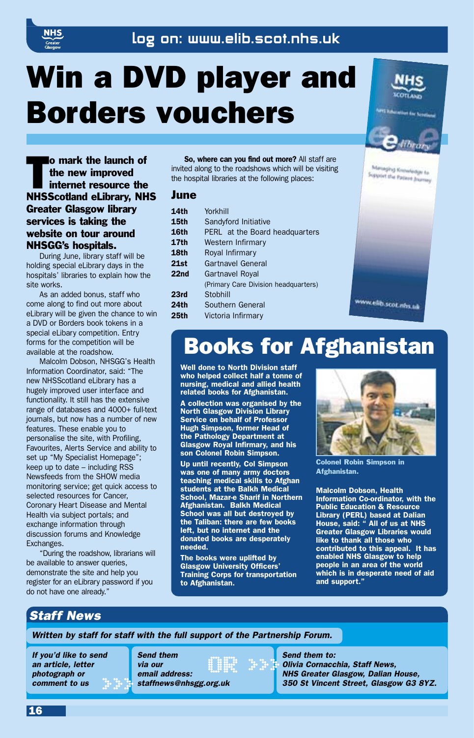log on: www.elib.scot.nhs.uk

# Win a DVD player and Borders vouchers

**To mark the launch of the new improved internet resource the NHSScotland eLibrary, NHS Greater Glasgow library services is taking the website on tour around NHSGG's hospitals.**

During June, library staff will be holding special eLibrary days in the hospitals' libraries to explain how the site works.

As an added bonus, staff who come along to find out more about eLibrary will be given the chance to win a DVD or Borders book tokens in a special eLibary competition. Entry forms for the competition will be available at the roadshow.

Malcolm Dobson, NHSGG's Health Information Coordinator, said: "The new NHSScotland eLibrary has a hugely improved user interface and functionality. It still has the extensive range of databases and 4000+ full-text journals, but now has a number of new features. These enable you to personalise the site, with Profiling, Favourites, Alerts Service and ability to set up "My Specialist Homepage"; keep up to date – including RSS Newsfeeds from the SHOW media monitoring service; get quick access to selected resources for Cancer, Coronary Heart Disease and Mental Health via subject portals; and exchange information through discussion forums and Knowledge Exchanges.

"During the roadshow, librarians will be available to answer queries, demonstrate the site and help you register for an eLibrary password if you do not have one already."

**So, where can you find out more?** All staff are invited along to the roadshows which will be visiting the hospital libraries at the following places:

### June

| | |
|---|---|
| **14th** | Yorkhill |
| **15th** | Sandyford Initiative |
| **16th** | PERL at the Board headquarters |
| **17th** | Western Infirmary |
| **18th** | Royal Infirmary |
| **21st** | Gartnavel General |
| **22nd** | Gartnavel Royal (Primary Care Division headquarters) |
| **23rd** | Stobhill |
| **24th** | Southern General |
| **25th** | Victoria Infirmary |

# Books for Afghanistan

**Well done to North Division staff who helped collect half a tonne of nursing, medical and allied health related books for Afghanistan.**

**A collection was organised by the North Glasgow Division Library Service on behalf of Professor Hugh Simpson, former Head of the Pathology Department at Glasgow Royal Infirmary, and his son Colonel Robin Simpson.**

**Up until recently, Col Simpson was one of many army doctors teaching medical skills to Afghan students at the Balkh Medical School, Mazar-e Sharif in Northern Afghanistan. Balkh Medical School was all but destroyed by the Taliban: there are few books left, but no internet and the donated books are desperately needed.**

**The books were uplifted by Glasgow University Officers' Training Corps for transportation to Afghanistan.**

**Colonel Robin Simpson in Afghanistan.**

**Malcolm Dobson, Health Information Co-ordinator, with the Public Education & Resource Library (PERL) based at Dalian House, said: " All of us at NHS Greater Glasgow Libraries would like to thank all those who contributed to this appeal. It has enabled NHS Glasgow to help people in an area of the world which is in desperate need of aid and support."**

## *Staff News*

***Written by staff for staff with the full support of the Partnership Forum.***

*If you'd like to send an article, letter photograph or comment to us* >>> *Send them via our email address: staffnews@nhsgg.org.uk* OR >>> *Send them to: Olivia Cornacchia, Staff News, NHS Greater Glasgow, Dalian House, 350 St Vincent Street, Glasgow G3 8YZ.*